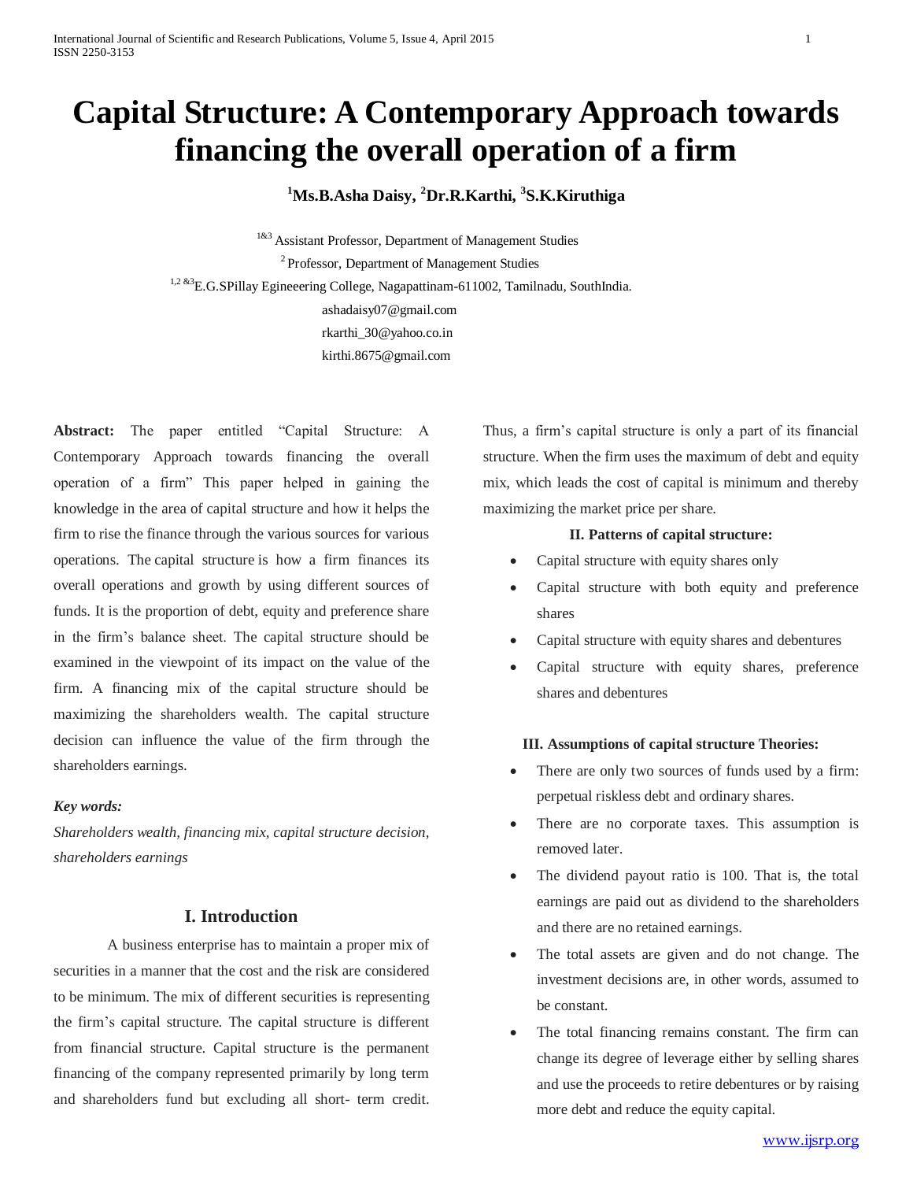# Capital Structure: A Contemporary Approach towards financing the overall operation of a firm

**[1]Ms.B.Asha Daisy, [2]Dr.R.Karthi, [3]S.K.Kiruthiga**

[1&3] Assistant Professor, Department of Management Studies

[2] Professor, Department of Management Studies

[1,2 &3]E.G.SPillay Egineeering College, Nagapattinam-611002, Tamilnadu, SouthIndia.

ashadaisy07@gmail.com

rkarthi_30@yahoo.co.in

kirthi.8675@gmail.com

**Abstract:** The paper entitled "Capital Structure: A Contemporary Approach towards financing the overall operation of a firm" This paper helped in gaining the knowledge in the area of capital structure and how it helps the firm to rise the finance through the various sources for various operations. The capital structure is how a firm finances its overall operations and growth by using different sources of funds. It is the proportion of debt, equity and preference share in the firm's balance sheet. The capital structure should be examined in the viewpoint of its impact on the value of the firm. A financing mix of the capital structure should be maximizing the shareholders wealth. The capital structure decision can influence the value of the firm through the shareholders earnings.

***Key words:***

*Shareholders wealth, financing mix, capital structure decision, shareholders earnings*

## I. Introduction

A business enterprise has to maintain a proper mix of securities in a manner that the cost and the risk are considered to be minimum. The mix of different securities is representing the firm's capital structure. The capital structure is different from financial structure. Capital structure is the permanent financing of the company represented primarily by long term and shareholders fund but excluding all short- term credit. Thus, a firm's capital structure is only a part of its financial structure. When the firm uses the maximum of debt and equity mix, which leads the cost of capital is minimum and thereby maximizing the market price per share.

## II. Patterns of capital structure:

- Capital structure with equity shares only
- Capital structure with both equity and preference shares
- Capital structure with equity shares and debentures
- Capital structure with equity shares, preference shares and debentures

## III. Assumptions of capital structure Theories:

- There are only two sources of funds used by a firm: perpetual riskless debt and ordinary shares.
- There are no corporate taxes. This assumption is removed later.
- The dividend payout ratio is 100. That is, the total earnings are paid out as dividend to the shareholders and there are no retained earnings.
- The total assets are given and do not change. The investment decisions are, in other words, assumed to be constant.
- The total financing remains constant. The firm can change its degree of leverage either by selling shares and use the proceeds to retire debentures or by raising more debt and reduce the equity capital.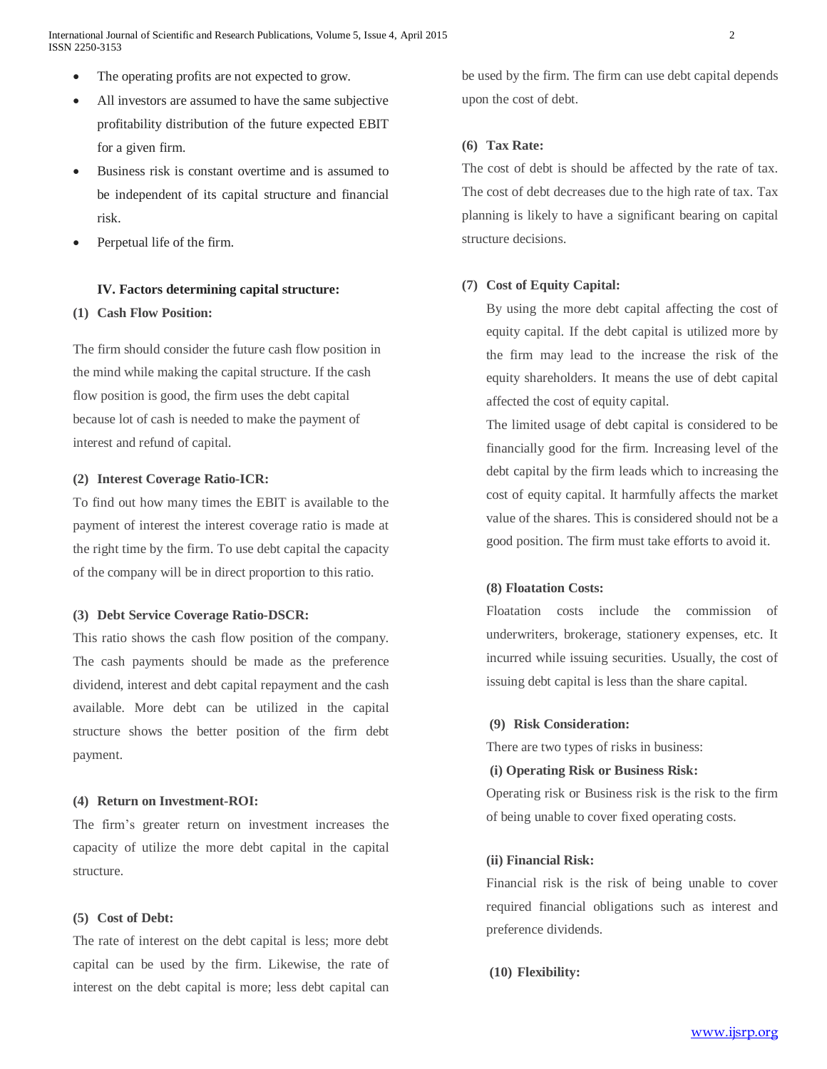- The operating profits are not expected to grow.
- All investors are assumed to have the same subjective profitability distribution of the future expected EBIT for a given firm.
- Business risk is constant overtime and is assumed to be independent of its capital structure and financial risk.
- Perpetual life of the firm.

## IV. Factors determining capital structure:

### (1) Cash Flow Position:

The firm should consider the future cash flow position in the mind while making the capital structure. If the cash flow position is good, the firm uses the debt capital because lot of cash is needed to make the payment of interest and refund of capital.

### (2) Interest Coverage Ratio-ICR:

To find out how many times the EBIT is available to the payment of interest the interest coverage ratio is made at the right time by the firm. To use debt capital the capacity of the company will be in direct proportion to this ratio.

### (3) Debt Service Coverage Ratio-DSCR:

This ratio shows the cash flow position of the company. The cash payments should be made as the preference dividend, interest and debt capital repayment and the cash available. More debt can be utilized in the capital structure shows the better position of the firm debt payment.

### (4) Return on Investment-ROI:

The firm's greater return on investment increases the capacity of utilize the more debt capital in the capital structure.

### (5) Cost of Debt:

The rate of interest on the debt capital is less; more debt capital can be used by the firm. Likewise, the rate of interest on the debt capital is more; less debt capital can be used by the firm. The firm can use debt capital depends upon the cost of debt.

### (6) Tax Rate:

The cost of debt is should be affected by the rate of tax. The cost of debt decreases due to the high rate of tax. Tax planning is likely to have a significant bearing on capital structure decisions.

### (7) Cost of Equity Capital:

By using the more debt capital affecting the cost of equity capital. If the debt capital is utilized more by the firm may lead to the increase the risk of the equity shareholders. It means the use of debt capital affected the cost of equity capital.

The limited usage of debt capital is considered to be financially good for the firm. Increasing level of the debt capital by the firm leads which to increasing the cost of equity capital. It harmfully affects the market value of the shares. This is considered should not be a good position. The firm must take efforts to avoid it.

### (8) Floatation Costs:

Floatation costs include the commission of underwriters, brokerage, stationery expenses, etc. It incurred while issuing securities. Usually, the cost of issuing debt capital is less than the share capital.

### (9) Risk Consideration:

There are two types of risks in business:

**(i) Operating Risk or Business Risk:**

Operating risk or Business risk is the risk to the firm of being unable to cover fixed operating costs.

**(ii) Financial Risk:**

Financial risk is the risk of being unable to cover required financial obligations such as interest and preference dividends.

### (10) Flexibility: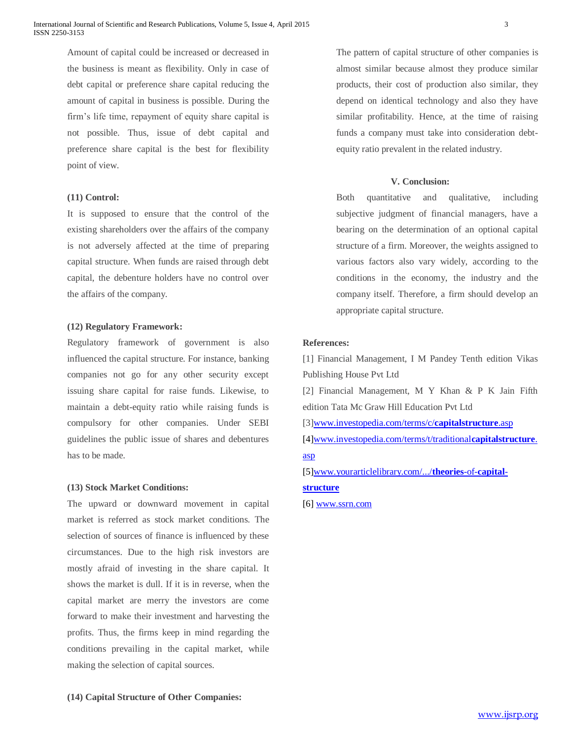Amount of capital could be increased or decreased in the business is meant as flexibility. Only in case of debt capital or preference share capital reducing the amount of capital in business is possible. During the firm's life time, repayment of equity share capital is not possible. Thus, issue of debt capital and preference share capital is the best for flexibility point of view.

**(11) Control:**

It is supposed to ensure that the control of the existing shareholders over the affairs of the company is not adversely affected at the time of preparing capital structure. When funds are raised through debt capital, the debenture holders have no control over the affairs of the company.

**(12) Regulatory Framework:**

Regulatory framework of government is also influenced the capital structure. For instance, banking companies not go for any other security except issuing share capital for raise funds. Likewise, to maintain a debt-equity ratio while raising funds is compulsory for other companies. Under SEBI guidelines the public issue of shares and debentures has to be made.

**(13) Stock Market Conditions:**

The upward or downward movement in capital market is referred as stock market conditions. The selection of sources of finance is influenced by these circumstances. Due to the high risk investors are mostly afraid of investing in the share capital. It shows the market is dull. If it is in reverse, when the capital market are merry the investors are come forward to make their investment and harvesting the profits. Thus, the firms keep in mind regarding the conditions prevailing in the capital market, while making the selection of capital sources.

**(14) Capital Structure of Other Companies:**

The pattern of capital structure of other companies is almost similar because almost they produce similar products, their cost of production also similar, they depend on identical technology and also they have similar profitability. Hence, at the time of raising funds a company must take into consideration debt-equity ratio prevalent in the related industry.

## V. Conclusion:

Both quantitative and qualitative, including subjective judgment of financial managers, have a bearing on the determination of an optional capital structure of a firm. Moreover, the weights assigned to various factors also vary widely, according to the conditions in the economy, the industry and the company itself. Therefore, a firm should develop an appropriate capital structure.

**References:**

[1] Financial Management, I M Pandey Tenth edition Vikas Publishing House Pvt Ltd

[2] Financial Management, M Y Khan & P K Jain Fifth edition Tata Mc Graw Hill Education Pvt Ltd

[3] www.investopedia.com/terms/c/**capitalstructure**.asp

[4] www.investopedia.com/terms/t/traditional**capitalstructure**.asp

[5] www.yourarticlelibrary.com/.../**theories**-of-**capital-structure**

[6] www.ssrn.com